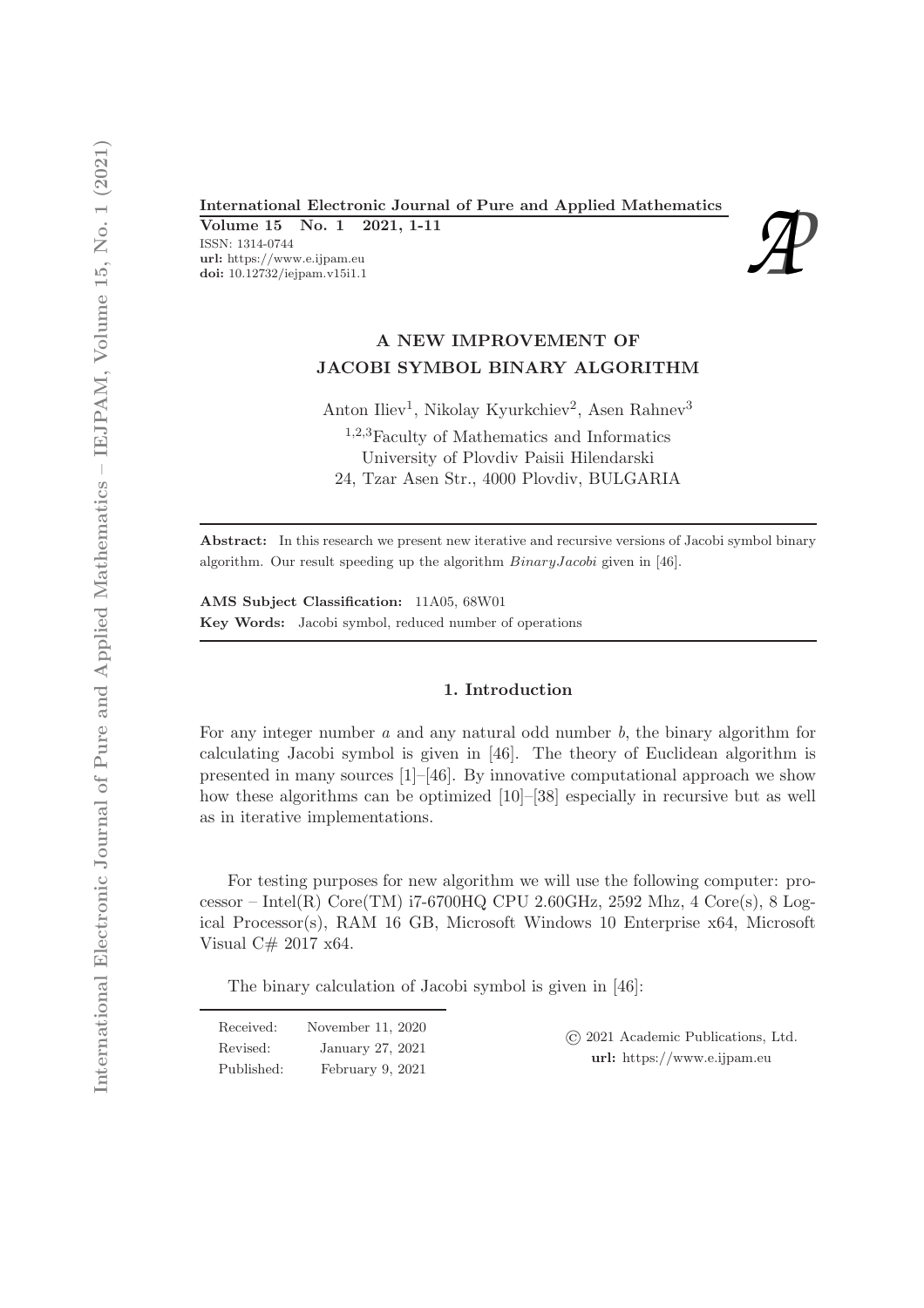**International Electronic Journal of Pure and Applied Mathematics**
**Volume 15 No. 1 2021, 1-11**
ISSN: 1314-0744
**url:** https://www.e.ijpam.eu
**doi:** 10.12732/iejpam.v15i1.1

# A NEW IMPROVEMENT OF JACOBI SYMBOL BINARY ALGORITHM

Anton Iliev[1], Nikolay Kyurkchiev[2], Asen Rahnev[3]

[1,2,3]Faculty of Mathematics and Informatics
University of Plovdiv Paisii Hilendarski
24, Tzar Asen Str., 4000 Plovdiv, BULGARIA

---

**Abstract:** In this research we present new iterative and recursive versions of Jacobi symbol binary algorithm. Our result speeding up the algorithm *BinaryJacobi* given in [46].

**AMS Subject Classification:** 11A05, 68W01
**Key Words:** Jacobi symbol, reduced number of operations

---

## 1. Introduction

For any integer number $a$ and any natural odd number $b$, the binary algorithm for calculating Jacobi symbol is given in [46]. The theory of Euclidean algorithm is presented in many sources [1]–[46]. By innovative computational approach we show how these algorithms can be optimized [10]–[38] especially in recursive but as well as in iterative implementations.

For testing purposes for new algorithm we will use the following computer: processor – Intel(R) Core(TM) i7-6700HQ CPU 2.60GHz, 2592 Mhz, 4 Core(s), 8 Logical Processor(s), RAM 16 GB, Microsoft Windows 10 Enterprise x64, Microsoft Visual C# 2017 x64.

The binary calculation of Jacobi symbol is given in [46]:

---

Received: November 11, 2020
Revised: January 27, 2021
Published: February 9, 2021

© 2021 Academic Publications, Ltd.
**url:** https://www.e.ijpam.eu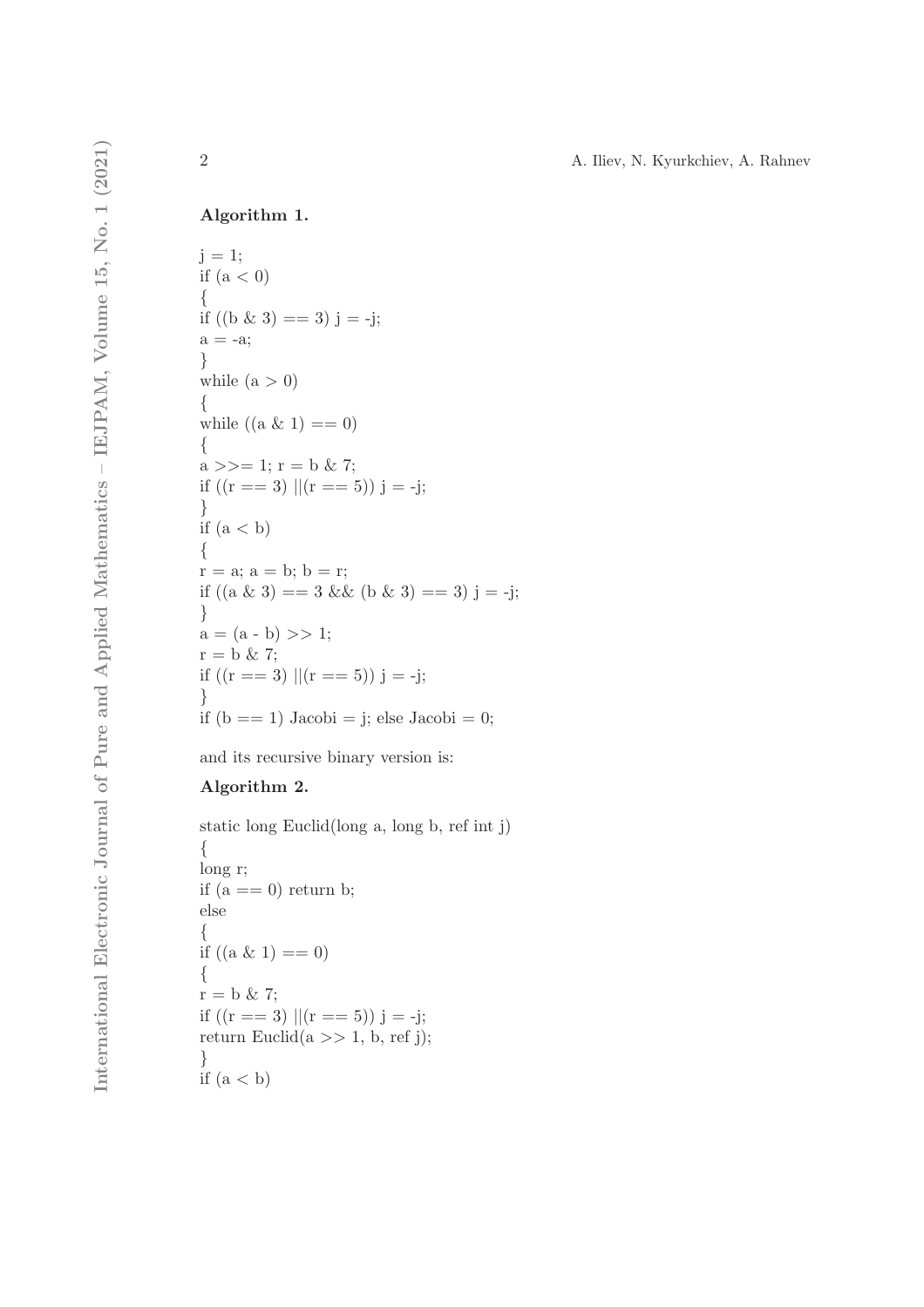**Algorithm 1.**

```
j = 1;
if (a < 0)
{
if ((b & 3) == 3) j = -j;
a = -a;
}
while (a > 0)
{
while ((a & 1) == 0)
{
a >>= 1; r = b & 7;
if ((r == 3) ||(r == 5)) j = -j;
}
if (a < b)
{
r = a; a = b; b = r;
if ((a & 3) == 3 && (b & 3) == 3) j = -j;
}
a = (a - b) >> 1;
r = b & 7;
if ((r == 3) ||(r == 5)) j = -j;
}
if (b == 1) Jacobi = j; else Jacobi = 0;
```

and its recursive binary version is:

**Algorithm 2.**

```
static long Euclid(long a, long b, ref int j)
{
long r;
if (a == 0) return b;
else
{
if ((a & 1) == 0)
{
r = b & 7;
if ((r == 3) ||(r == 5)) j = -j;
return Euclid(a >> 1, b, ref j);
}
if (a < b)
```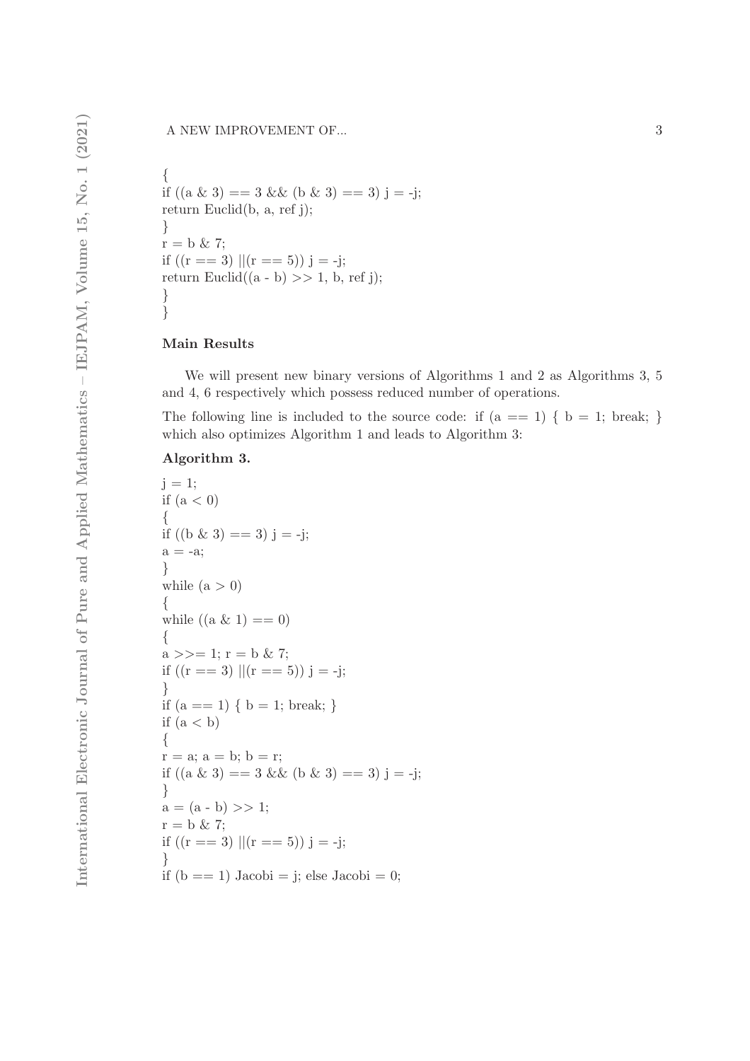```
{
if ((a & 3) == 3 && (b & 3) == 3) j = -j;
return Euclid(b, a, ref j);
}
r = b & 7;
if ((r == 3) ||(r == 5)) j = -j;
return Euclid((a - b) >> 1, b, ref j);
}
}
```

### Main Results

We will present new binary versions of Algorithms 1 and 2 as Algorithms 3, 5 and 4, 6 respectively which possess reduced number of operations.

The following line is included to the source code: if (a == 1) { b = 1; break; } which also optimizes Algorithm 1 and leads to Algorithm 3:

**Algorithm 3.**

```
j = 1;
if (a < 0)
{
if ((b & 3) == 3) j = -j;
a = -a;
}
while (a > 0)
{
while ((a & 1) == 0)
{
a >>= 1; r = b & 7;
if ((r == 3) ||(r == 5)) j = -j;
}
if (a == 1) { b = 1; break; }
if (a < b)
{
r = a; a = b; b = r;
if ((a & 3) == 3 && (b & 3) == 3) j = -j;
}
a = (a - b) >> 1;
r = b & 7;
if ((r == 3) ||(r == 5)) j = -j;
}
if (b == 1) Jacobi = j; else Jacobi = 0;
```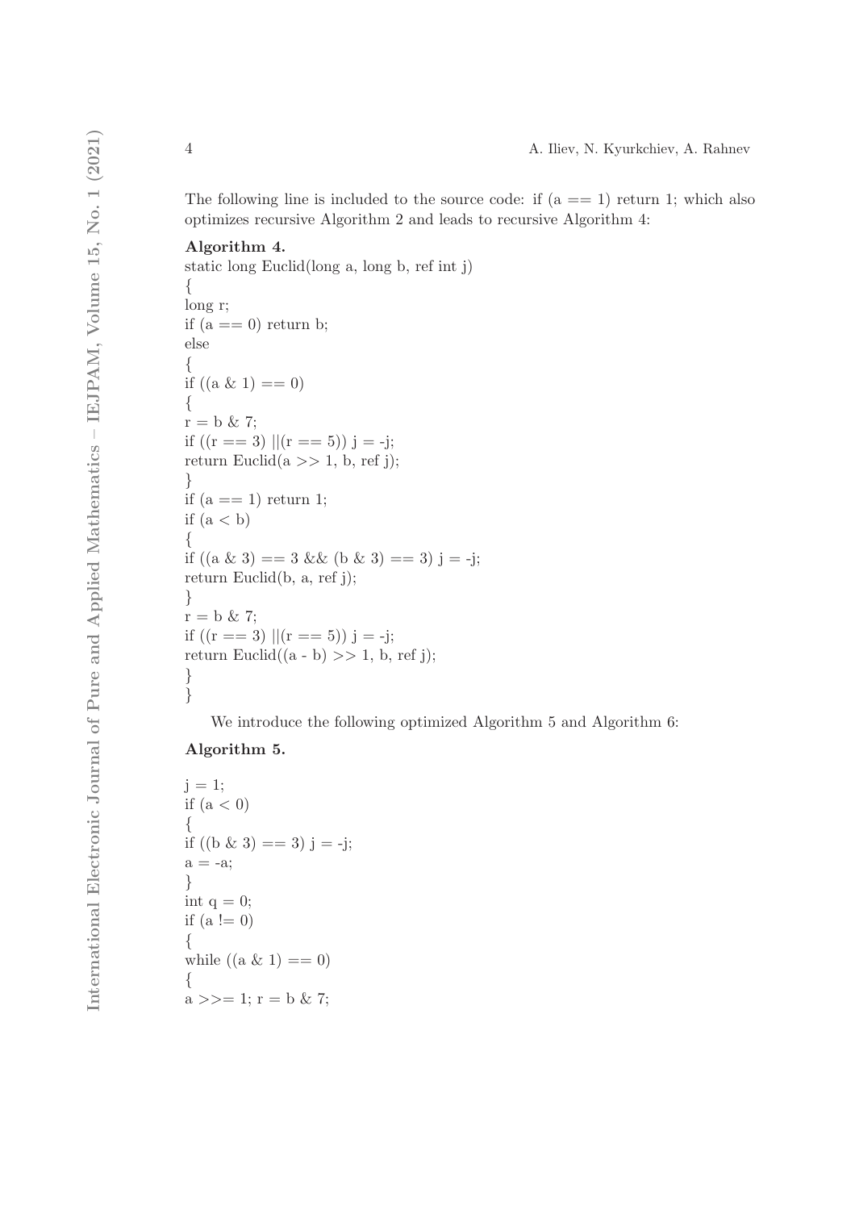The following line is included to the source code: if (a == 1) return 1; which also optimizes recursive Algorithm 2 and leads to recursive Algorithm 4:

**Algorithm 4.**

```
static long Euclid(long a, long b, ref int j)
{
long r;
if (a == 0) return b;
else
{
if ((a & 1) == 0)
{
r = b & 7;
if ((r == 3) ||(r == 5)) j = -j;
return Euclid(a >> 1, b, ref j);
}
if (a == 1) return 1;
if (a < b)
{
if ((a & 3) == 3 && (b & 3) == 3) j = -j;
return Euclid(b, a, ref j);
}
r = b & 7;
if ((r == 3) ||(r == 5)) j = -j;
return Euclid((a - b) >> 1, b, ref j);
}
}
```

We introduce the following optimized Algorithm 5 and Algorithm 6:

**Algorithm 5.**

```
j = 1;
if (a < 0)
{
if ((b & 3) == 3) j = -j;
a = -a;
}
int q = 0;
if (a != 0)
{
while ((a & 1) == 0)
{
a >>= 1; r = b & 7;
```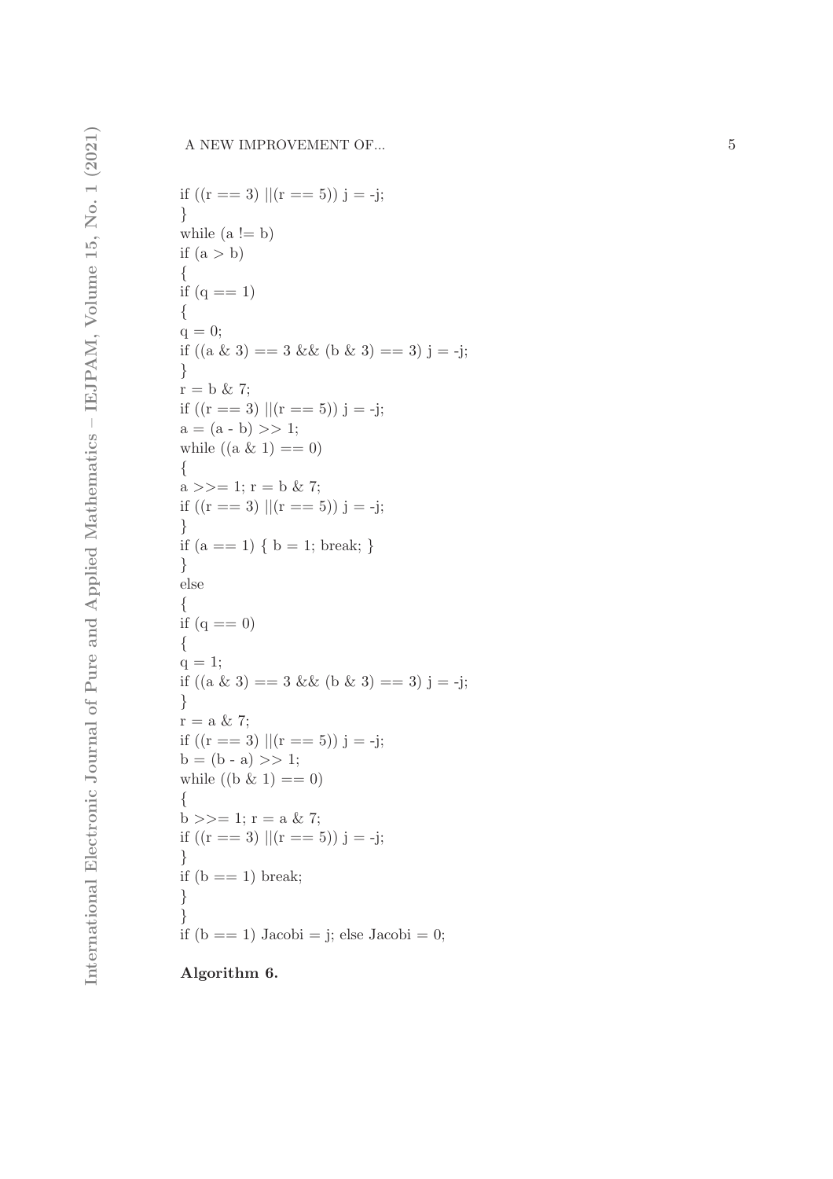```
if ((r == 3) ||(r == 5)) j = -j;
}
while (a != b)
if (a > b)
{
if (q == 1)
{
q = 0;
if ((a & 3) == 3 && (b & 3) == 3) j = -j;
}
r = b & 7;
if ((r == 3) ||(r == 5)) j = -j;
a = (a - b) >> 1;
while ((a & 1) == 0)
{
a >>= 1; r = b & 7;
if ((r == 3) ||(r == 5)) j = -j;
}
if (a == 1) { b = 1; break; }
}
else
{
if (q == 0)
{
q = 1;
if ((a & 3) == 3 && (b & 3) == 3) j = -j;
}
r = a & 7;
if ((r == 3) ||(r == 5)) j = -j;
b = (b - a) >> 1;
while ((b & 1) == 0)
{
b >>= 1; r = a & 7;
if ((r == 3) ||(r == 5)) j = -j;
}
if (b == 1) break;
}
}
if (b == 1) Jacobi = j; else Jacobi = 0;
```

**Algorithm 6.**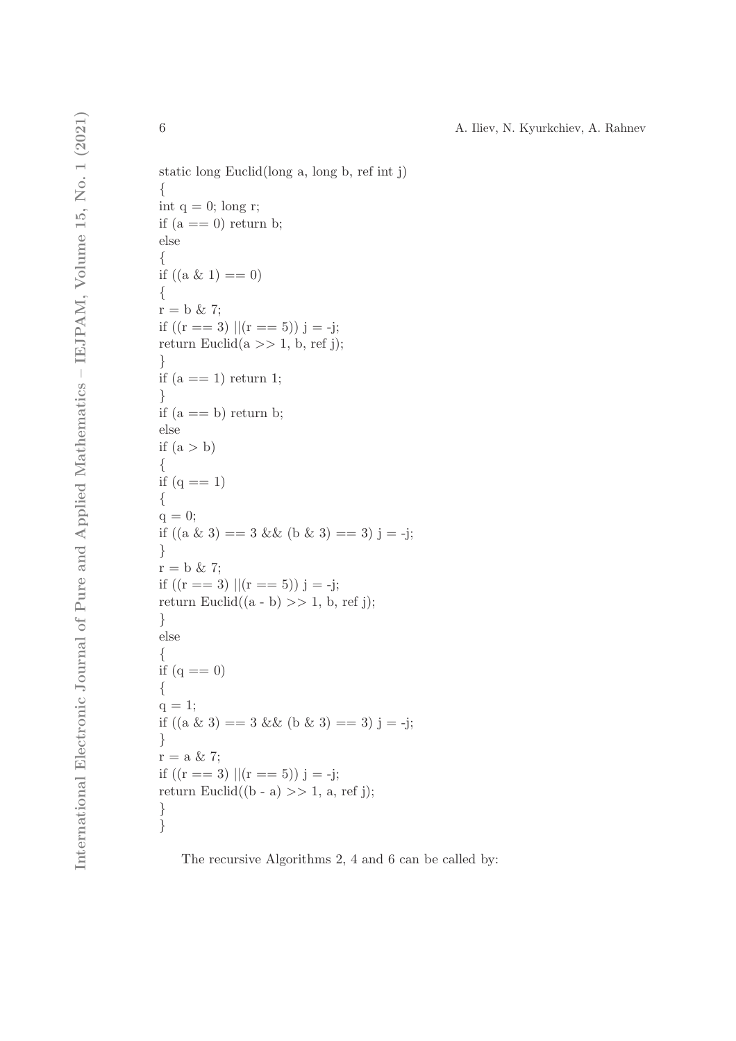```
static long Euclid(long a, long b, ref int j)
{
int q = 0; long r;
if (a == 0) return b;
else
{
if ((a & 1) == 0)
{
r = b & 7;
if ((r == 3) ||(r == 5)) j = -j;
return Euclid(a >> 1, b, ref j);
}
if (a == 1) return 1;
}
if (a == b) return b;
else
if (a > b)
{
if (q == 1)
{
q = 0;
if ((a & 3) == 3 && (b & 3) == 3) j = -j;
}
r = b & 7;
if ((r == 3) ||(r == 5)) j = -j;
return Euclid((a - b) >> 1, b, ref j);
}
else
{
if (q == 0)
{
q = 1;
if ((a & 3) == 3 && (b & 3) == 3) j = -j;
}
r = a & 7;
if ((r == 3) ||(r == 5)) j = -j;
return Euclid((b - a) >> 1, a, ref j);
}
}
```

The recursive Algorithms 2, 4 and 6 can be called by: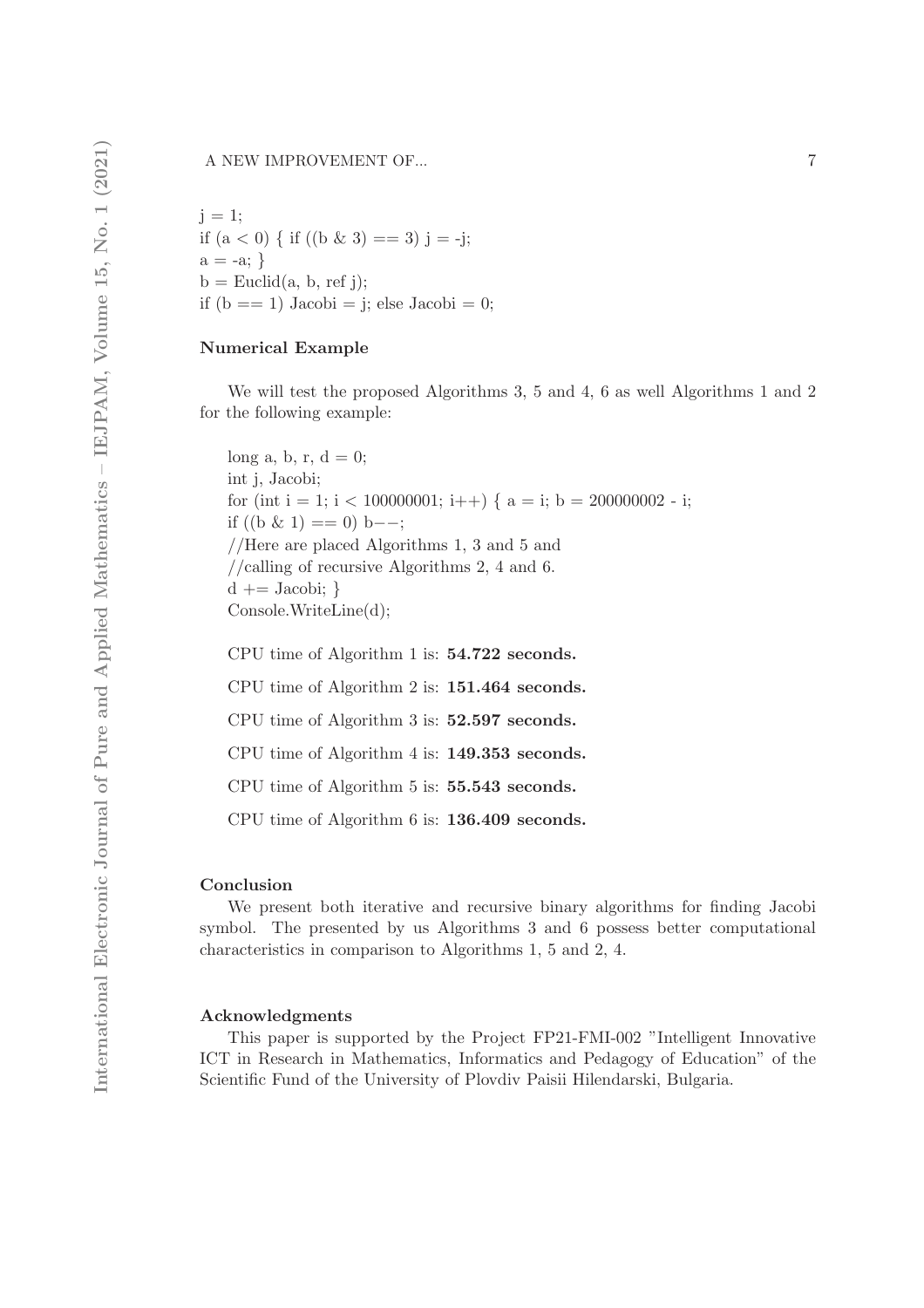```
j = 1;
if (a < 0) { if ((b & 3) == 3) j = -j;
a = -a; }
b = Euclid(a, b, ref j);
if (b == 1) Jacobi = j; else Jacobi = 0;
```

**Numerical Example**

We will test the proposed Algorithms 3, 5 and 4, 6 as well Algorithms 1 and 2 for the following example:

```
long a, b, r, d = 0;
int j, Jacobi;
for (int i = 1; i < 100000001; i++) { a = i; b = 200000002 - i;
if ((b & 1) == 0) b−−;
//Here are placed Algorithms 1, 3 and 5 and
//calling of recursive Algorithms 2, 4 and 6.
d += Jacobi; }
Console.WriteLine(d);
```

CPU time of Algorithm 1 is: **54.722 seconds.**

CPU time of Algorithm 2 is: **151.464 seconds.**

CPU time of Algorithm 3 is: **52.597 seconds.**

CPU time of Algorithm 4 is: **149.353 seconds.**

CPU time of Algorithm 5 is: **55.543 seconds.**

CPU time of Algorithm 6 is: **136.409 seconds.**

**Conclusion**

We present both iterative and recursive binary algorithms for finding Jacobi symbol. The presented by us Algorithms 3 and 6 possess better computational characteristics in comparison to Algorithms 1, 5 and 2, 4.

**Acknowledgments**

This paper is supported by the Project FP21-FMI-002 "Intelligent Innovative ICT in Research in Mathematics, Informatics and Pedagogy of Education" of the Scientific Fund of the University of Plovdiv Paisii Hilendarski, Bulgaria.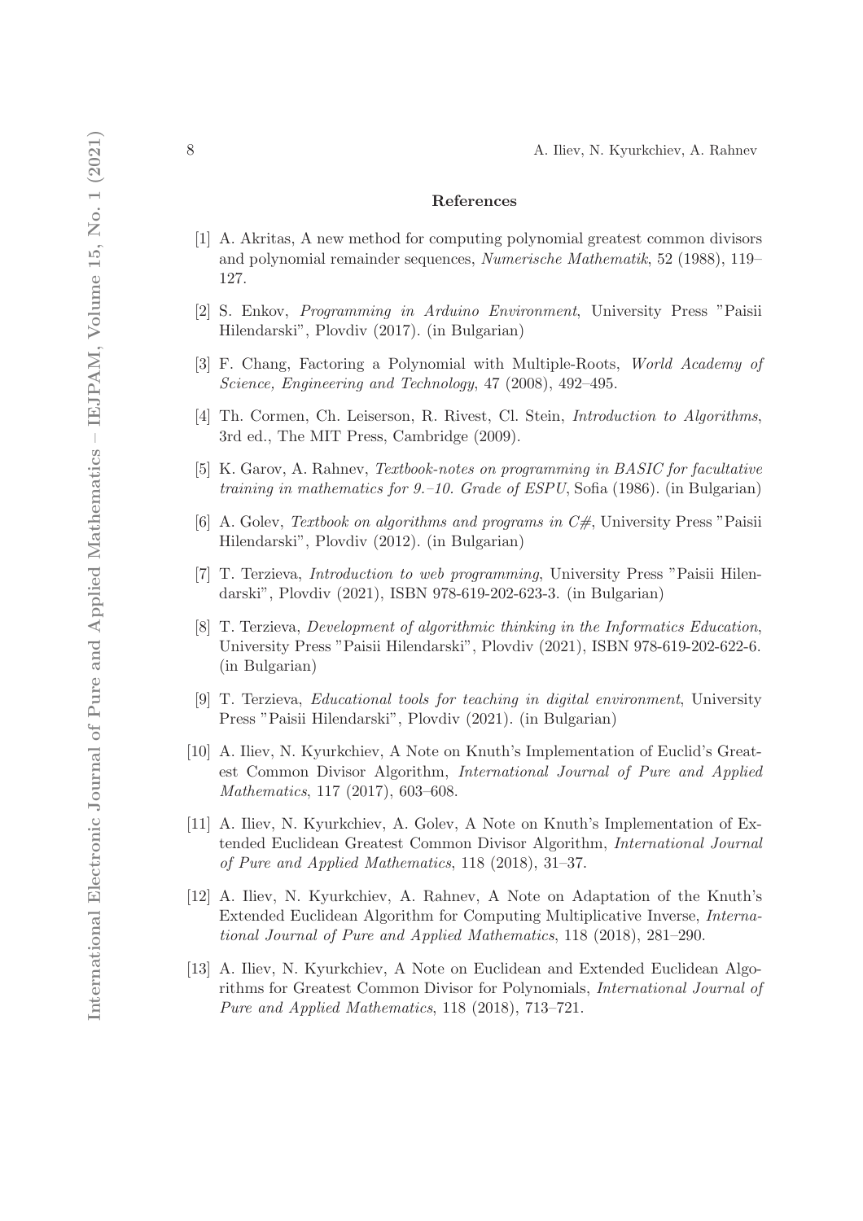## References

[1] A. Akritas, A new method for computing polynomial greatest common divisors and polynomial remainder sequences, *Numerische Mathematik*, 52 (1988), 119–127.

[2] S. Enkov, *Programming in Arduino Environment*, University Press "Paisii Hilendarski", Plovdiv (2017). (in Bulgarian)

[3] F. Chang, Factoring a Polynomial with Multiple-Roots, *World Academy of Science, Engineering and Technology*, 47 (2008), 492–495.

[4] Th. Cormen, Ch. Leiserson, R. Rivest, Cl. Stein, *Introduction to Algorithms*, 3rd ed., The MIT Press, Cambridge (2009).

[5] K. Garov, A. Rahnev, *Textbook-notes on programming in BASIC for facultative training in mathematics for 9.–10. Grade of ESPU*, Sofia (1986). (in Bulgarian)

[6] A. Golev, *Textbook on algorithms and programs in C#*, University Press "Paisii Hilendarski", Plovdiv (2012). (in Bulgarian)

[7] T. Terzieva, *Introduction to web programming*, University Press "Paisii Hilendarski", Plovdiv (2021), ISBN 978-619-202-623-3. (in Bulgarian)

[8] T. Terzieva, *Development of algorithmic thinking in the Informatics Education*, University Press "Paisii Hilendarski", Plovdiv (2021), ISBN 978-619-202-622-6. (in Bulgarian)

[9] T. Terzieva, *Educational tools for teaching in digital environment*, University Press "Paisii Hilendarski", Plovdiv (2021). (in Bulgarian)

[10] A. Iliev, N. Kyurkchiev, A Note on Knuth's Implementation of Euclid's Greatest Common Divisor Algorithm, *International Journal of Pure and Applied Mathematics*, 117 (2017), 603–608.

[11] A. Iliev, N. Kyurkchiev, A. Golev, A Note on Knuth's Implementation of Extended Euclidean Greatest Common Divisor Algorithm, *International Journal of Pure and Applied Mathematics*, 118 (2018), 31–37.

[12] A. Iliev, N. Kyurkchiev, A. Rahnev, A Note on Adaptation of the Knuth's Extended Euclidean Algorithm for Computing Multiplicative Inverse, *International Journal of Pure and Applied Mathematics*, 118 (2018), 281–290.

[13] A. Iliev, N. Kyurkchiev, A Note on Euclidean and Extended Euclidean Algorithms for Greatest Common Divisor for Polynomials, *International Journal of Pure and Applied Mathematics*, 118 (2018), 713–721.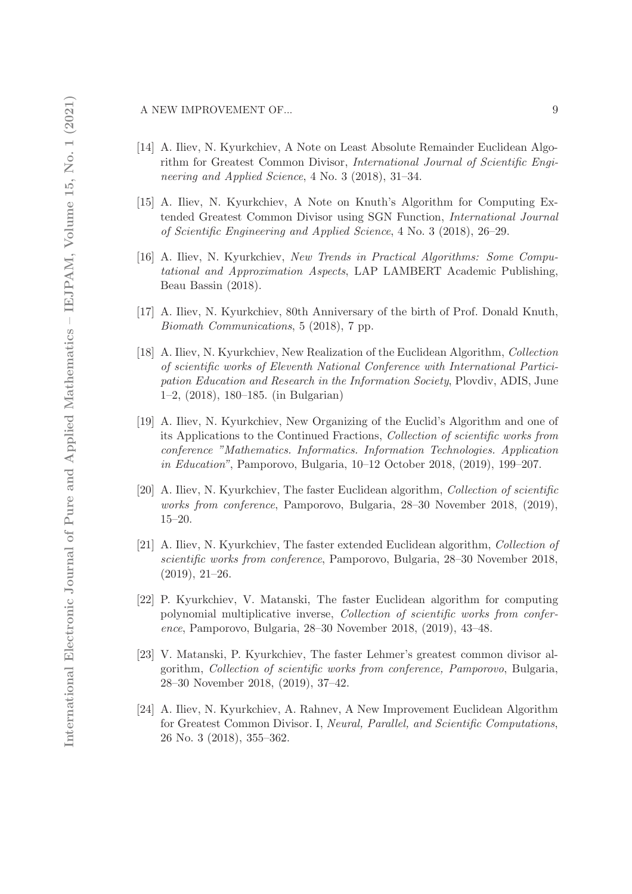[14] A. Iliev, N. Kyurkchiev, A Note on Least Absolute Remainder Euclidean Algorithm for Greatest Common Divisor, *International Journal of Scientific Engineering and Applied Science*, 4 No. 3 (2018), 31–34.

[15] A. Iliev, N. Kyurkchiev, A Note on Knuth's Algorithm for Computing Extended Greatest Common Divisor using SGN Function, *International Journal of Scientific Engineering and Applied Science*, 4 No. 3 (2018), 26–29.

[16] A. Iliev, N. Kyurkchiev, *New Trends in Practical Algorithms: Some Computational and Approximation Aspects*, LAP LAMBERT Academic Publishing, Beau Bassin (2018).

[17] A. Iliev, N. Kyurkchiev, 80th Anniversary of the birth of Prof. Donald Knuth, *Biomath Communications*, 5 (2018), 7 pp.

[18] A. Iliev, N. Kyurkchiev, New Realization of the Euclidean Algorithm, *Collection of scientific works of Eleventh National Conference with International Participation Education and Research in the Information Society*, Plovdiv, ADIS, June 1–2, (2018), 180–185. (in Bulgarian)

[19] A. Iliev, N. Kyurkchiev, New Organizing of the Euclid's Algorithm and one of its Applications to the Continued Fractions, *Collection of scientific works from conference "Mathematics. Informatics. Information Technologies. Application in Education"*, Pamporovo, Bulgaria, 10–12 October 2018, (2019), 199–207.

[20] A. Iliev, N. Kyurkchiev, The faster Euclidean algorithm, *Collection of scientific works from conference*, Pamporovo, Bulgaria, 28–30 November 2018, (2019), 15–20.

[21] A. Iliev, N. Kyurkchiev, The faster extended Euclidean algorithm, *Collection of scientific works from conference*, Pamporovo, Bulgaria, 28–30 November 2018, (2019), 21–26.

[22] P. Kyurkchiev, V. Matanski, The faster Euclidean algorithm for computing polynomial multiplicative inverse, *Collection of scientific works from conference*, Pamporovo, Bulgaria, 28–30 November 2018, (2019), 43–48.

[23] V. Matanski, P. Kyurkchiev, The faster Lehmer's greatest common divisor algorithm, *Collection of scientific works from conference, Pamporovo*, Bulgaria, 28–30 November 2018, (2019), 37–42.

[24] A. Iliev, N. Kyurkchiev, A. Rahnev, A New Improvement Euclidean Algorithm for Greatest Common Divisor. I, *Neural, Parallel, and Scientific Computations*, 26 No. 3 (2018), 355–362.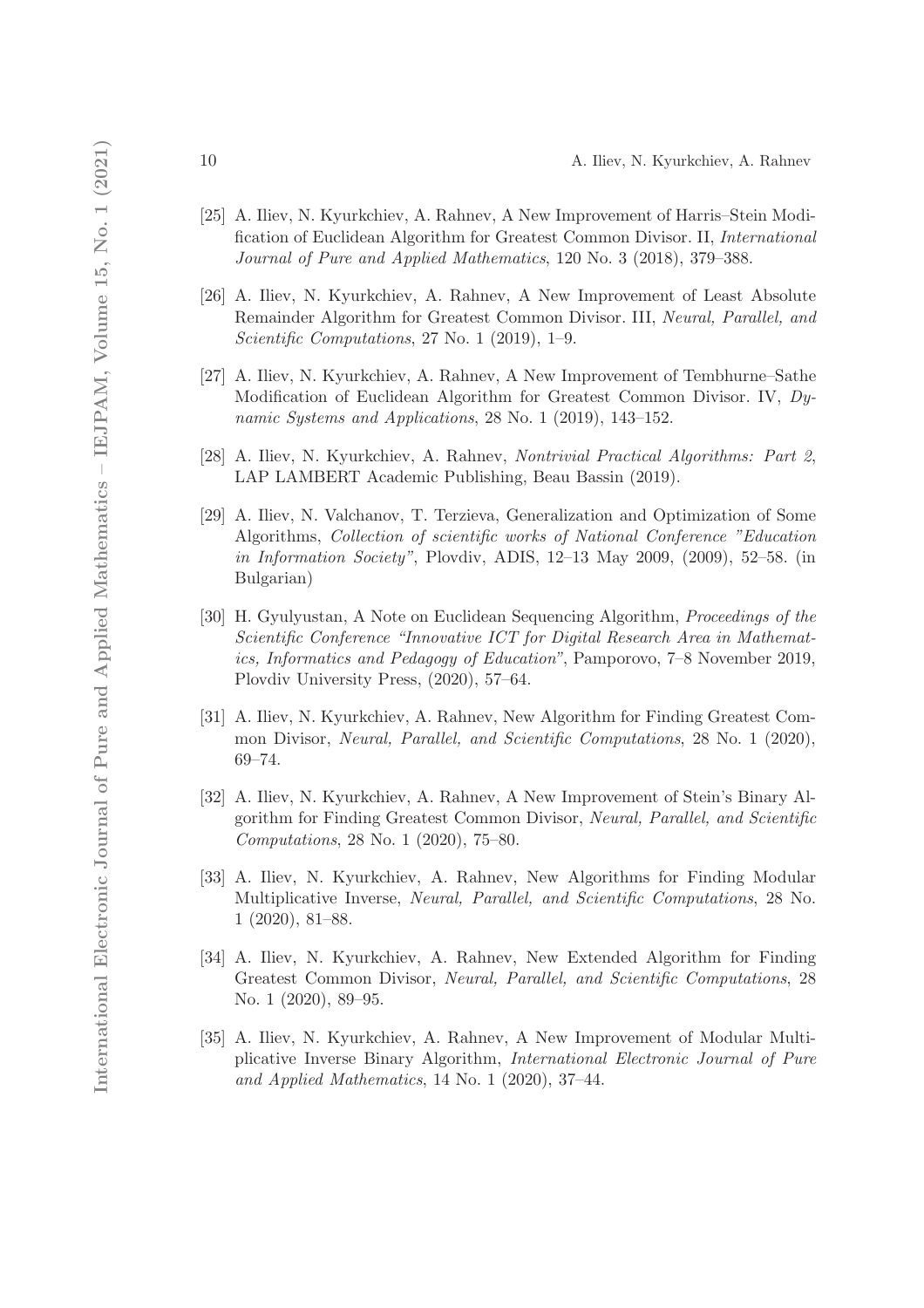[25] A. Iliev, N. Kyurkchiev, A. Rahnev, A New Improvement of Harris–Stein Modification of Euclidean Algorithm for Greatest Common Divisor. II, *International Journal of Pure and Applied Mathematics*, 120 No. 3 (2018), 379–388.

[26] A. Iliev, N. Kyurkchiev, A. Rahnev, A New Improvement of Least Absolute Remainder Algorithm for Greatest Common Divisor. III, *Neural, Parallel, and Scientific Computations*, 27 No. 1 (2019), 1–9.

[27] A. Iliev, N. Kyurkchiev, A. Rahnev, A New Improvement of Tembhurne–Sathe Modification of Euclidean Algorithm for Greatest Common Divisor. IV, *Dynamic Systems and Applications*, 28 No. 1 (2019), 143–152.

[28] A. Iliev, N. Kyurkchiev, A. Rahnev, *Nontrivial Practical Algorithms: Part 2*, LAP LAMBERT Academic Publishing, Beau Bassin (2019).

[29] A. Iliev, N. Valchanov, T. Terzieva, Generalization and Optimization of Some Algorithms, *Collection of scientific works of National Conference "Education in Information Society"*, Plovdiv, ADIS, 12–13 May 2009, (2009), 52–58. (in Bulgarian)

[30] H. Gyulyustan, A Note on Euclidean Sequencing Algorithm, *Proceedings of the Scientific Conference "Innovative ICT for Digital Research Area in Mathematics, Informatics and Pedagogy of Education"*, Pamporovo, 7–8 November 2019, Plovdiv University Press, (2020), 57–64.

[31] A. Iliev, N. Kyurkchiev, A. Rahnev, New Algorithm for Finding Greatest Common Divisor, *Neural, Parallel, and Scientific Computations*, 28 No. 1 (2020), 69–74.

[32] A. Iliev, N. Kyurkchiev, A. Rahnev, A New Improvement of Stein's Binary Algorithm for Finding Greatest Common Divisor, *Neural, Parallel, and Scientific Computations*, 28 No. 1 (2020), 75–80.

[33] A. Iliev, N. Kyurkchiev, A. Rahnev, New Algorithms for Finding Modular Multiplicative Inverse, *Neural, Parallel, and Scientific Computations*, 28 No. 1 (2020), 81–88.

[34] A. Iliev, N. Kyurkchiev, A. Rahnev, New Extended Algorithm for Finding Greatest Common Divisor, *Neural, Parallel, and Scientific Computations*, 28 No. 1 (2020), 89–95.

[35] A. Iliev, N. Kyurkchiev, A. Rahnev, A New Improvement of Modular Multiplicative Inverse Binary Algorithm, *International Electronic Journal of Pure and Applied Mathematics*, 14 No. 1 (2020), 37–44.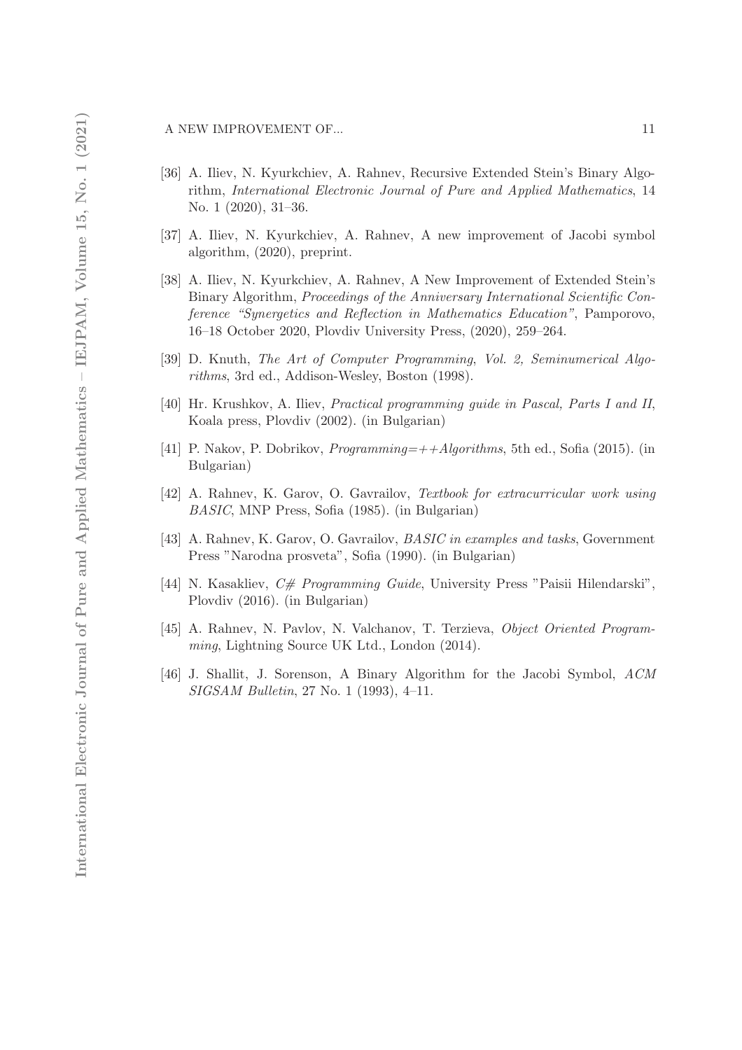[36] A. Iliev, N. Kyurkchiev, A. Rahnev, Recursive Extended Stein's Binary Algorithm, *International Electronic Journal of Pure and Applied Mathematics*, 14 No. 1 (2020), 31–36.

[37] A. Iliev, N. Kyurkchiev, A. Rahnev, A new improvement of Jacobi symbol algorithm, (2020), preprint.

[38] A. Iliev, N. Kyurkchiev, A. Rahnev, A New Improvement of Extended Stein's Binary Algorithm, *Proceedings of the Anniversary International Scientific Conference "Synergetics and Reflection in Mathematics Education"*, Pamporovo, 16–18 October 2020, Plovdiv University Press, (2020), 259–264.

[39] D. Knuth, *The Art of Computer Programming, Vol. 2, Seminumerical Algorithms*, 3rd ed., Addison-Wesley, Boston (1998).

[40] Hr. Krushkov, A. Iliev, *Practical programming guide in Pascal, Parts I and II*, Koala press, Plovdiv (2002). (in Bulgarian)

[41] P. Nakov, P. Dobrikov, *Programming=++Algorithms*, 5th ed., Sofia (2015). (in Bulgarian)

[42] A. Rahnev, K. Garov, O. Gavrailov, *Textbook for extracurricular work using BASIC*, MNP Press, Sofia (1985). (in Bulgarian)

[43] A. Rahnev, K. Garov, O. Gavrailov, *BASIC in examples and tasks*, Government Press "Narodna prosveta", Sofia (1990). (in Bulgarian)

[44] N. Kasakliev, *C# Programming Guide*, University Press "Paisii Hilendarski", Plovdiv (2016). (in Bulgarian)

[45] A. Rahnev, N. Pavlov, N. Valchanov, T. Terzieva, *Object Oriented Programming*, Lightning Source UK Ltd., London (2014).

[46] J. Shallit, J. Sorenson, A Binary Algorithm for the Jacobi Symbol, *ACM SIGSAM Bulletin*, 27 No. 1 (1993), 4–11.